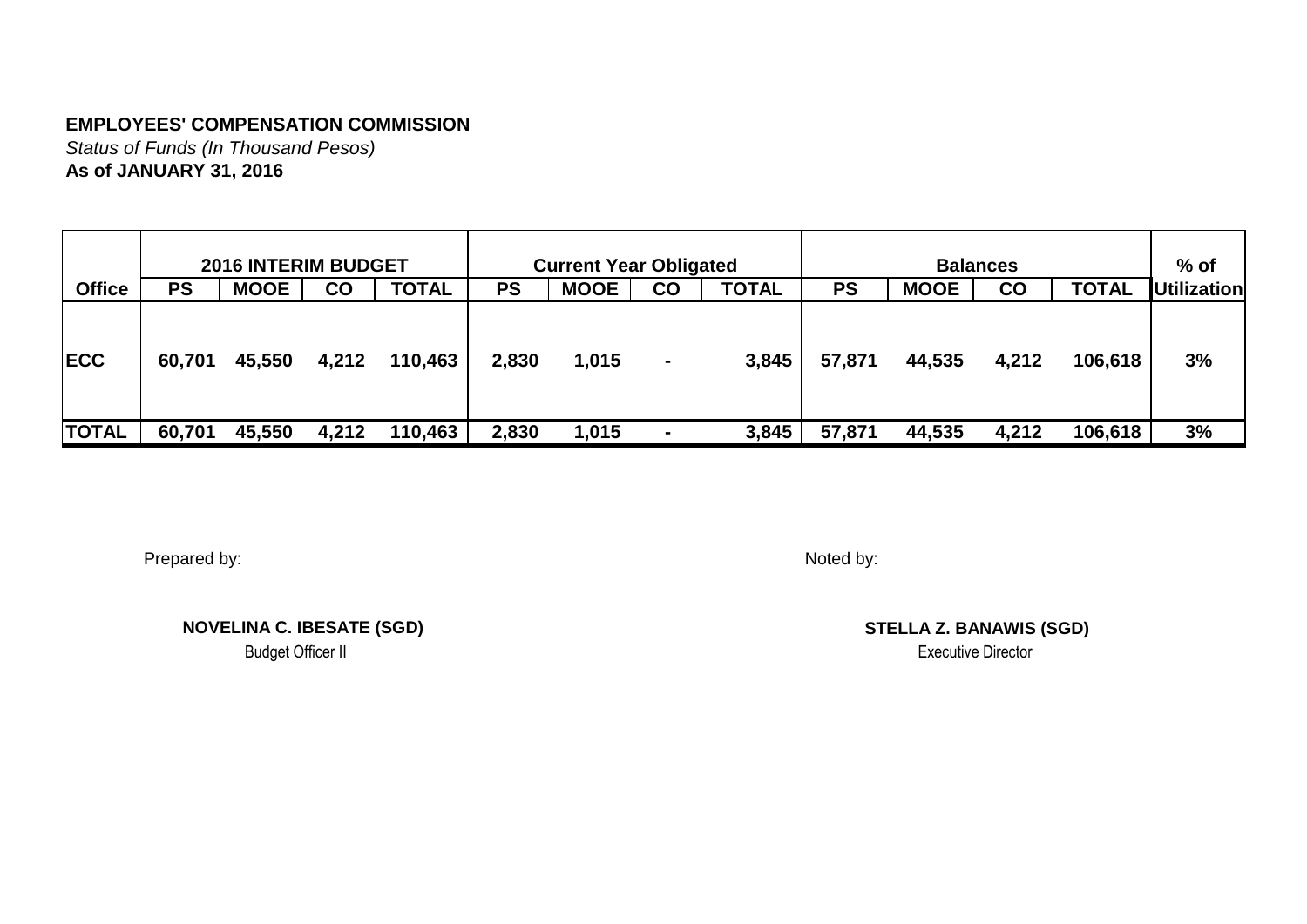**EMPLOYEES' COMPENSATION COMMISSION**

*Status of Funds (In Thousand Pesos)*

**As of JANUARY 31, 2016**

| | 2016 INTERIM BUDGET | | | | Current Year Obligated | | | | Balances | | | | % of |
|---|---|---|---|---|---|---|---|---|---|---|---|---|---|
| **Office** | **PS** | **MOOE** | **CO** | **TOTAL** | **PS** | **MOOE** | **CO** | **TOTAL** | **PS** | **MOOE** | **CO** | **TOTAL** | **Utilization** |
| **ECC** | 60,701 | 45,550 | 4,212 | 110,463 | 2,830 | 1,015 | - | 3,845 | 57,871 | 44,535 | 4,212 | 106,618 | 3% |
| **TOTAL** | 60,701 | 45,550 | 4,212 | 110,463 | 2,830 | 1,015 | - | 3,845 | 57,871 | 44,535 | 4,212 | 106,618 | 3% |

Prepared by:

**NOVELINA C. IBESATE (SGD)**
Budget Officer II

Noted by:

**STELLA Z. BANAWIS (SGD)**
Executive Director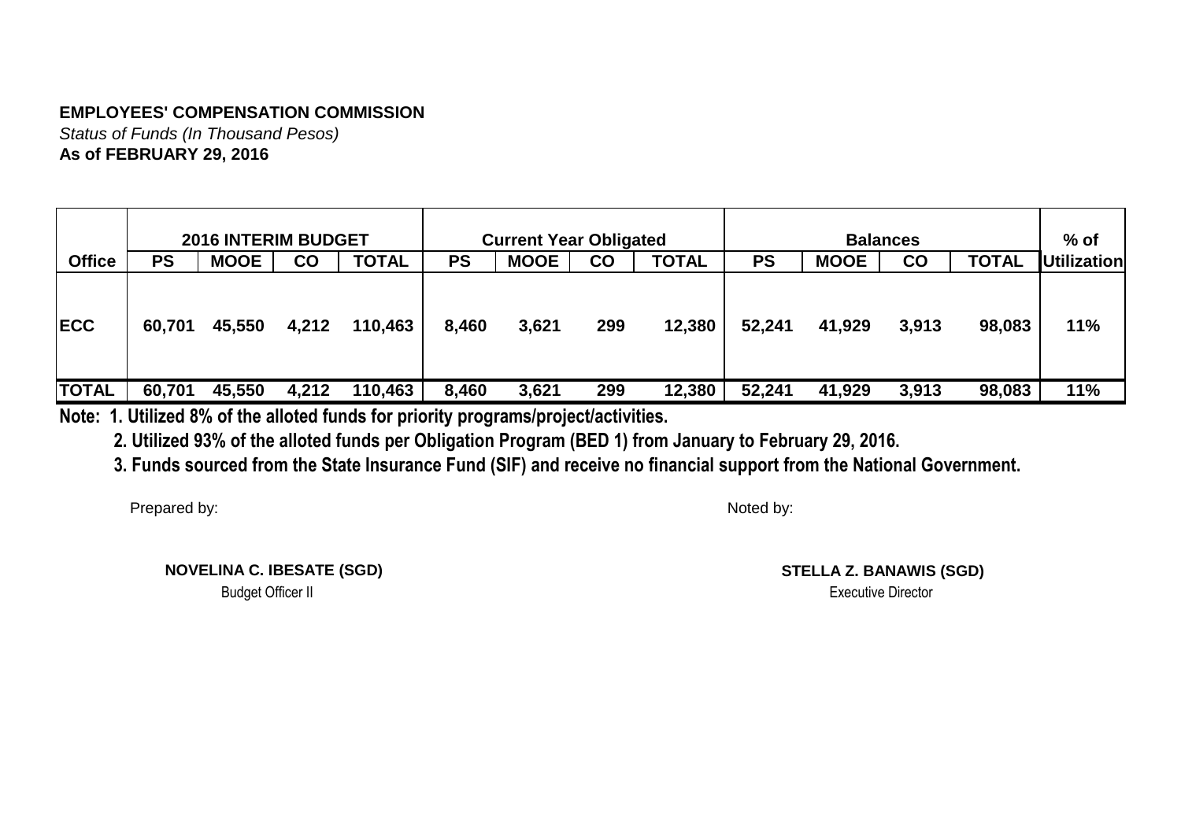**EMPLOYEES' COMPENSATION COMMISSION**

*Status of Funds (In Thousand Pesos)*

**As of FEBRUARY 29, 2016**

| Office | 2016 INTERIM BUDGET | | | | Current Year Obligated | | | | Balances | | | | % of Utilization |
|---|---|---|---|---|---|---|---|---|---|---|---|---|---|
| | PS | MOOE | CO | TOTAL | PS | MOOE | CO | TOTAL | PS | MOOE | CO | TOTAL | |
| ECC | 60,701 | 45,550 | 4,212 | 110,463 | 8,460 | 3,621 | 299 | 12,380 | 52,241 | 41,929 | 3,913 | 98,083 | 11% |
| TOTAL | 60,701 | 45,550 | 4,212 | 110,463 | 8,460 | 3,621 | 299 | 12,380 | 52,241 | 41,929 | 3,913 | 98,083 | 11% |

**Note: 1. Utilized 8% of the alloted funds for priority programs/project/activities.**

**2. Utilized 93% of the alloted funds per Obligation Program (BED 1) from January to February 29, 2016.**

**3. Funds sourced from the State Insurance Fund (SIF) and receive no financial support from the National Government.**

Prepared by:

**NOVELINA C. IBESATE (SGD)**
Budget Officer II

Noted by:

**STELLA Z. BANAWIS (SGD)**
Executive Director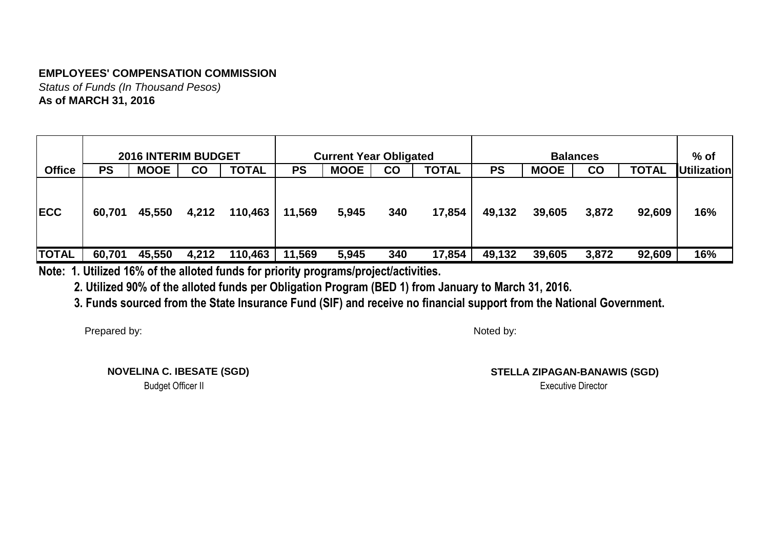**EMPLOYEES' COMPENSATION COMMISSION**

*Status of Funds (In Thousand Pesos)*

**As of MARCH 31, 2016**

| | 2016 INTERIM BUDGET | | | | Current Year Obligated | | | | Balances | | | | % of |
|---|---|---|---|---|---|---|---|---|---|---|---|---|---|
| **Office** | **PS** | **MOOE** | **CO** | **TOTAL** | **PS** | **MOOE** | **CO** | **TOTAL** | **PS** | **MOOE** | **CO** | **TOTAL** | **Utilization** |
| **ECC** | 60,701 | 45,550 | 4,212 | 110,463 | 11,569 | 5,945 | 340 | 17,854 | 49,132 | 39,605 | 3,872 | 92,609 | 16% |
| **TOTAL** | 60,701 | 45,550 | 4,212 | 110,463 | 11,569 | 5,945 | 340 | 17,854 | 49,132 | 39,605 | 3,872 | 92,609 | 16% |

**Note: 1. Utilized 16% of the alloted funds for priority programs/project/activities.**

**2. Utilized 90% of the alloted funds per Obligation Program (BED 1) from January to March 31, 2016.**

**3. Funds sourced from the State Insurance Fund (SIF) and receive no financial support from the National Government.**

Prepared by:

**NOVELINA C. IBESATE (SGD)**
Budget Officer II

Noted by:

**STELLA ZIPAGAN-BANAWIS (SGD)**
Executive Director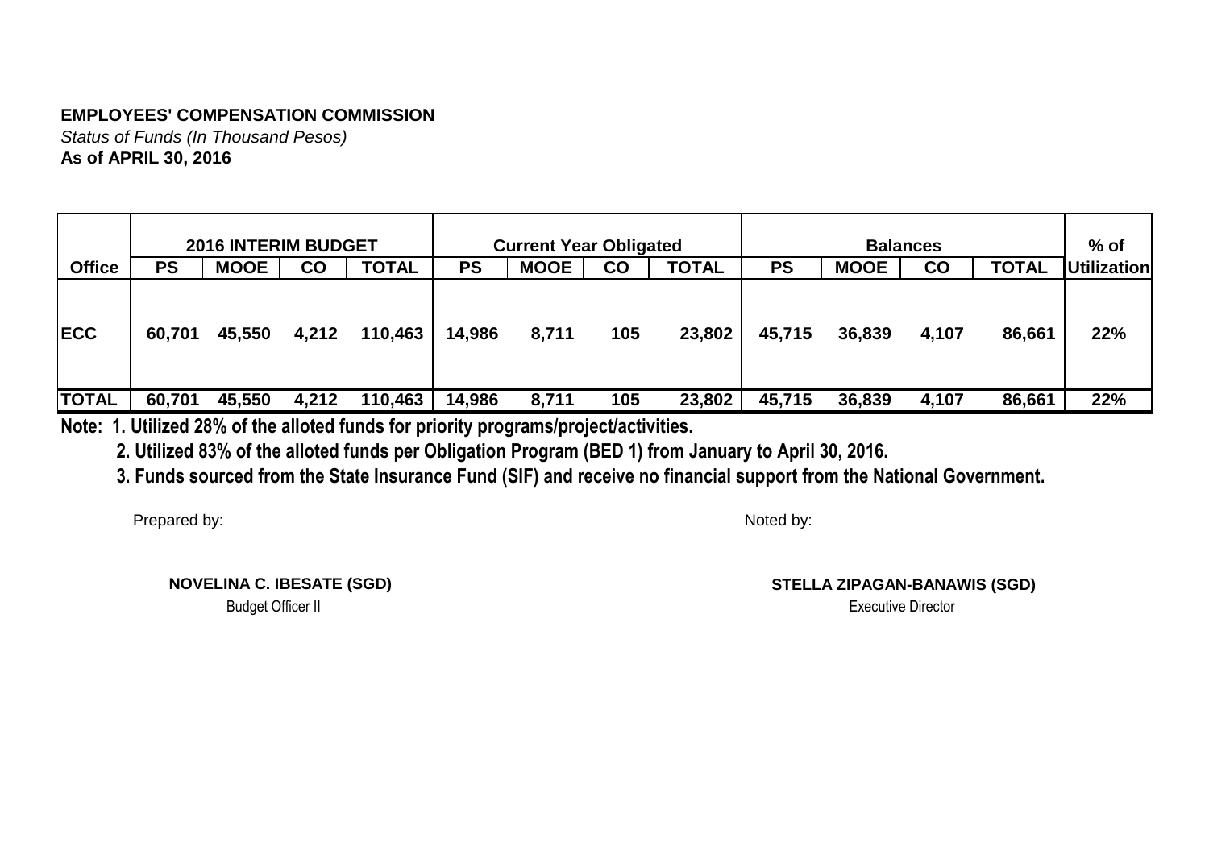**EMPLOYEES' COMPENSATION COMMISSION**

*Status of Funds (In Thousand Pesos)*

**As of APRIL 30, 2016**

| Office | 2016 INTERIM BUDGET | | | | Current Year Obligated | | | | Balances | | | | % of Utilization |
|---|---|---|---|---|---|---|---|---|---|---|---|---|---|
| | PS | MOOE | CO | TOTAL | PS | MOOE | CO | TOTAL | PS | MOOE | CO | TOTAL | |
| ECC | 60,701 | 45,550 | 4,212 | 110,463 | 14,986 | 8,711 | 105 | 23,802 | 45,715 | 36,839 | 4,107 | 86,661 | 22% |
| TOTAL | 60,701 | 45,550 | 4,212 | 110,463 | 14,986 | 8,711 | 105 | 23,802 | 45,715 | 36,839 | 4,107 | 86,661 | 22% |

**Note: 1. Utilized 28% of the alloted funds for priority programs/project/activities.**

**2. Utilized 83% of the alloted funds per Obligation Program (BED 1) from January to April 30, 2016.**

**3. Funds sourced from the State Insurance Fund (SIF) and receive no financial support from the National Government.**

Prepared by:

**NOVELINA C. IBESATE (SGD)**
Budget Officer II

Noted by:

**STELLA ZIPAGAN-BANAWIS (SGD)**
Executive Director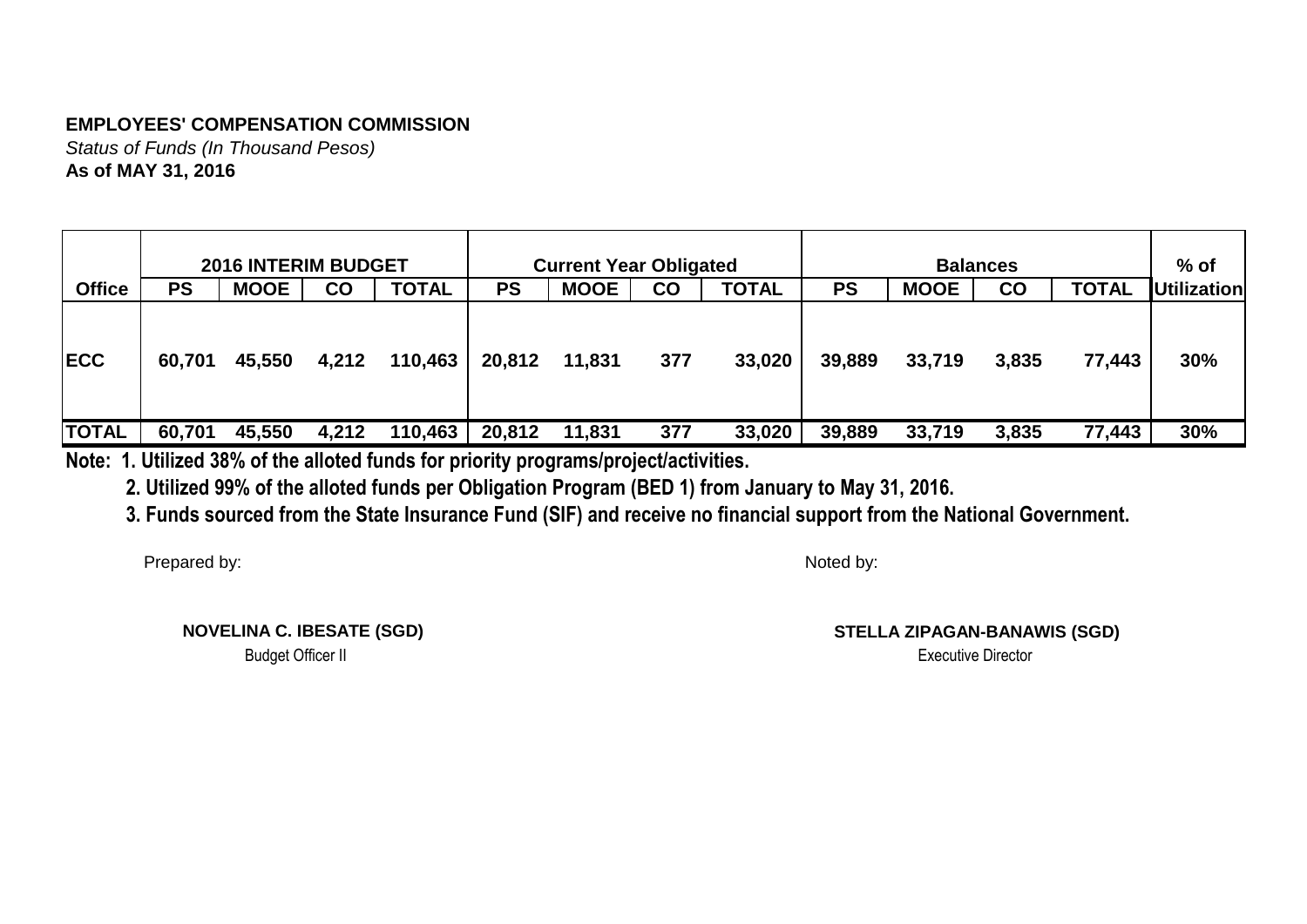**EMPLOYEES' COMPENSATION COMMISSION**

*Status of Funds (In Thousand Pesos)*

**As of MAY 31, 2016**

| | 2016 INTERIM BUDGET | | | | Current Year Obligated | | | | Balances | | | | % of |
|---|---|---|---|---|---|---|---|---|---|---|---|---|---|
| Office | PS | MOOE | CO | TOTAL | PS | MOOE | CO | TOTAL | PS | MOOE | CO | TOTAL | Utilization |
| ECC | 60,701 | 45,550 | 4,212 | 110,463 | 20,812 | 11,831 | 377 | 33,020 | 39,889 | 33,719 | 3,835 | 77,443 | 30% |
| TOTAL | 60,701 | 45,550 | 4,212 | 110,463 | 20,812 | 11,831 | 377 | 33,020 | 39,889 | 33,719 | 3,835 | 77,443 | 30% |

**Note: 1. Utilized 38% of the alloted funds for priority programs/project/activities.**

**2. Utilized 99% of the alloted funds per Obligation Program (BED 1) from January to May 31, 2016.**

**3. Funds sourced from the State Insurance Fund (SIF) and receive no financial support from the National Government.**

Prepared by:

**NOVELINA C. IBESATE (SGD)**
Budget Officer II

Noted by:

**STELLA ZIPAGAN-BANAWIS (SGD)**
Executive Director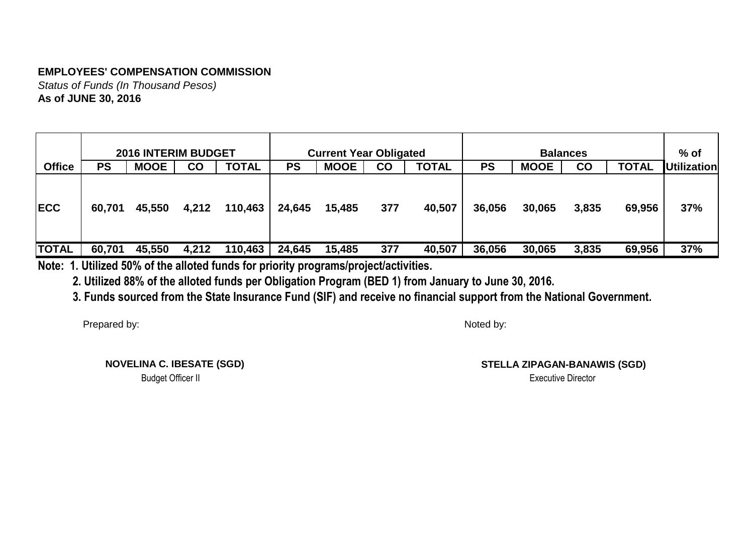**EMPLOYEES' COMPENSATION COMMISSION**
*Status of Funds (In Thousand Pesos)*
**As of JUNE 30, 2016**

| | 2016 INTERIM BUDGET | | | | Current Year Obligated | | | | Balances | | | | % of |
|---|---|---|---|---|---|---|---|---|---|---|---|---|---|
| **Office** | **PS** | **MOOE** | **CO** | **TOTAL** | **PS** | **MOOE** | **CO** | **TOTAL** | **PS** | **MOOE** | **CO** | **TOTAL** | **Utilization** |
| **ECC** | 60,701 | 45,550 | 4,212 | 110,463 | 24,645 | 15,485 | 377 | 40,507 | 36,056 | 30,065 | 3,835 | 69,956 | 37% |
| **TOTAL** | 60,701 | 45,550 | 4,212 | 110,463 | 24,645 | 15,485 | 377 | 40,507 | 36,056 | 30,065 | 3,835 | 69,956 | 37% |

**Note: 1. Utilized 50% of the alloted funds for priority programs/project/activities.**

**2. Utilized 88% of the alloted funds per Obligation Program (BED 1) from January to June 30, 2016.**

**3. Funds sourced from the State Insurance Fund (SIF) and receive no financial support from the National Government.**

Prepared by:

**NOVELINA C. IBESATE (SGD)**
Budget Officer II

Noted by:

**STELLA ZIPAGAN-BANAWIS (SGD)**
Executive Director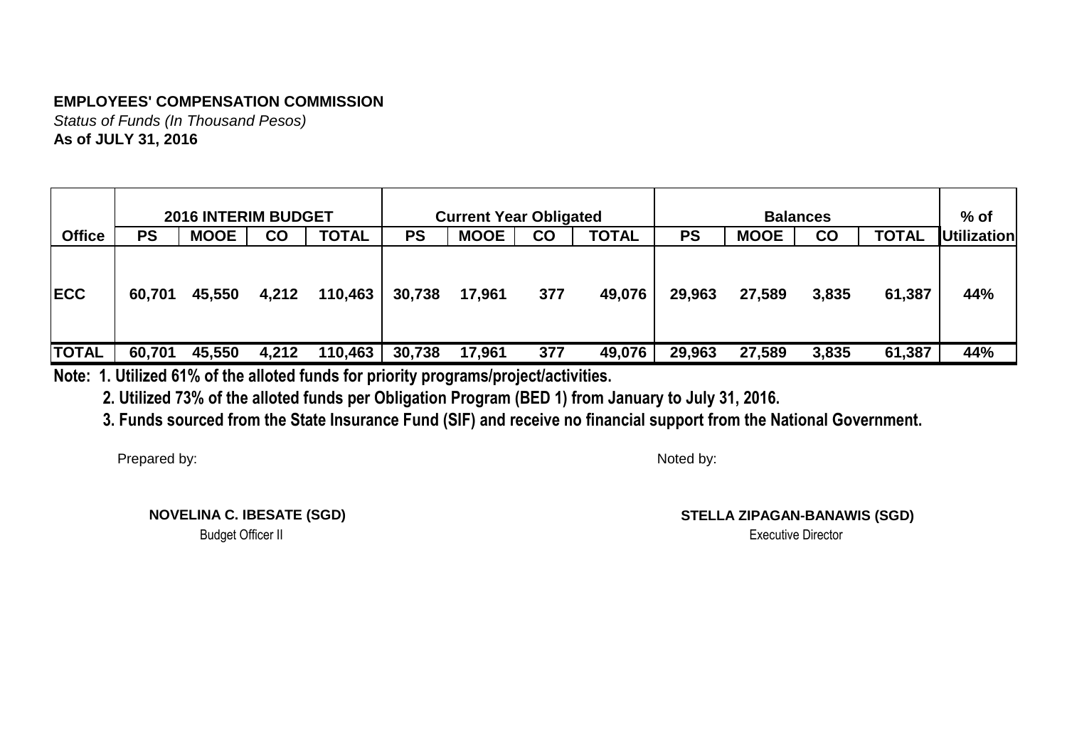**EMPLOYEES' COMPENSATION COMMISSION**

*Status of Funds (In Thousand Pesos)*

**As of JULY 31, 2016**

| Office | 2016 INTERIM BUDGET | | | | Current Year Obligated | | | | Balances | | | | % of Utilization |
|---|---|---|---|---|---|---|---|---|---|---|---|---|---|
| | PS | MOOE | CO | TOTAL | PS | MOOE | CO | TOTAL | PS | MOOE | CO | TOTAL | |
| ECC | 60,701 | 45,550 | 4,212 | 110,463 | 30,738 | 17,961 | 377 | 49,076 | 29,963 | 27,589 | 3,835 | 61,387 | 44% |
| TOTAL | 60,701 | 45,550 | 4,212 | 110,463 | 30,738 | 17,961 | 377 | 49,076 | 29,963 | 27,589 | 3,835 | 61,387 | 44% |

**Note: 1. Utilized 61% of the alloted funds for priority programs/project/activities.**

**2. Utilized 73% of the alloted funds per Obligation Program (BED 1) from January to July 31, 2016.**

**3. Funds sourced from the State Insurance Fund (SIF) and receive no financial support from the National Government.**

Prepared by:

**NOVELINA C. IBESATE (SGD)**
Budget Officer II

Noted by:

**STELLA ZIPAGAN-BANAWIS (SGD)**
Executive Director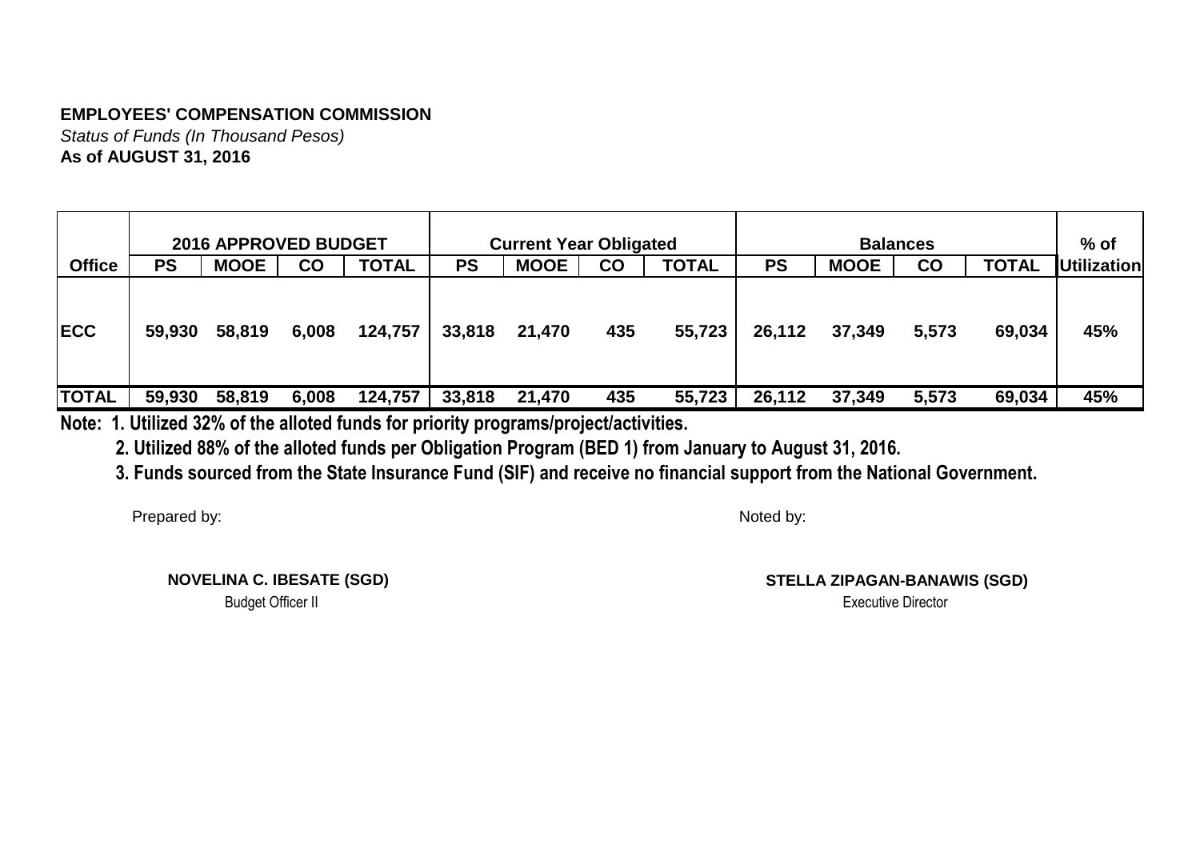**EMPLOYEES' COMPENSATION COMMISSION**

*Status of Funds (In Thousand Pesos)*

**As of AUGUST 31, 2016**

| Office | 2016 APPROVED BUDGET | | | | Current Year Obligated | | | | Balances | | | | % of |
|---|---|---|---|---|---|---|---|---|---|---|---|---|---|
| | PS | MOOE | CO | TOTAL | PS | MOOE | CO | TOTAL | PS | MOOE | CO | TOTAL | Utilization |
| ECC | 59,930 | 58,819 | 6,008 | 124,757 | 33,818 | 21,470 | 435 | 55,723 | 26,112 | 37,349 | 5,573 | 69,034 | 45% |
| TOTAL | 59,930 | 58,819 | 6,008 | 124,757 | 33,818 | 21,470 | 435 | 55,723 | 26,112 | 37,349 | 5,573 | 69,034 | 45% |

**Note: 1. Utilized 32% of the alloted funds for priority programs/project/activities.**

**2. Utilized 88% of the alloted funds per Obligation Program (BED 1) from January to August 31, 2016.**

**3. Funds sourced from the State Insurance Fund (SIF) and receive no financial support from the National Government.**

Prepared by:

**NOVELINA C. IBESATE (SGD)**
Budget Officer II

Noted by:

**STELLA ZIPAGAN-BANAWIS (SGD)**
Executive Director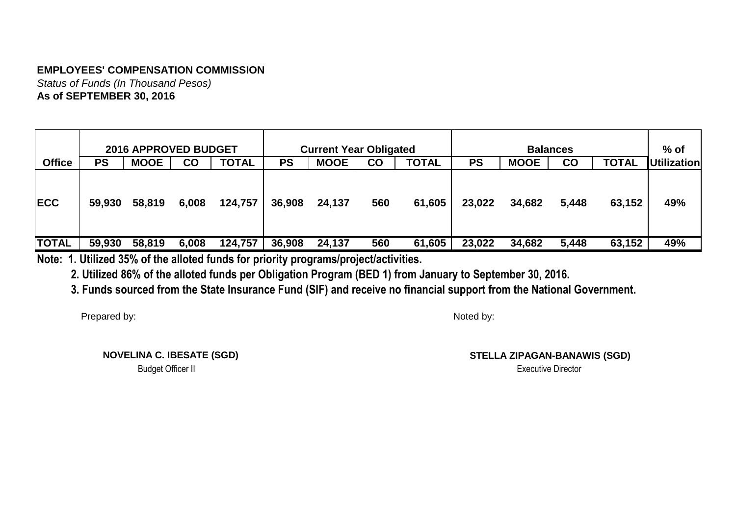**EMPLOYEES' COMPENSATION COMMISSION**

*Status of Funds (In Thousand Pesos)*

**As of SEPTEMBER 30, 2016**

| | 2016 APPROVED BUDGET | | | | Current Year Obligated | | | | Balances | | | | % of |
|---|---|---|---|---|---|---|---|---|---|---|---|---|---|
| **Office** | **PS** | **MOOE** | **CO** | **TOTAL** | **PS** | **MOOE** | **CO** | **TOTAL** | **PS** | **MOOE** | **CO** | **TOTAL** | **Utilization** |
| **ECC** | 59,930 | 58,819 | 6,008 | 124,757 | 36,908 | 24,137 | 560 | 61,605 | 23,022 | 34,682 | 5,448 | 63,152 | 49% |
| **TOTAL** | 59,930 | 58,819 | 6,008 | 124,757 | 36,908 | 24,137 | 560 | 61,605 | 23,022 | 34,682 | 5,448 | 63,152 | 49% |

**Note: 1. Utilized 35% of the alloted funds for priority programs/project/activities.**

**2. Utilized 86% of the alloted funds per Obligation Program (BED 1) from January to September 30, 2016.**

**3. Funds sourced from the State Insurance Fund (SIF) and receive no financial support from the National Government.**

Prepared by:

**NOVELINA C. IBESATE (SGD)**
Budget Officer II

Noted by:

**STELLA ZIPAGAN-BANAWIS (SGD)**
Executive Director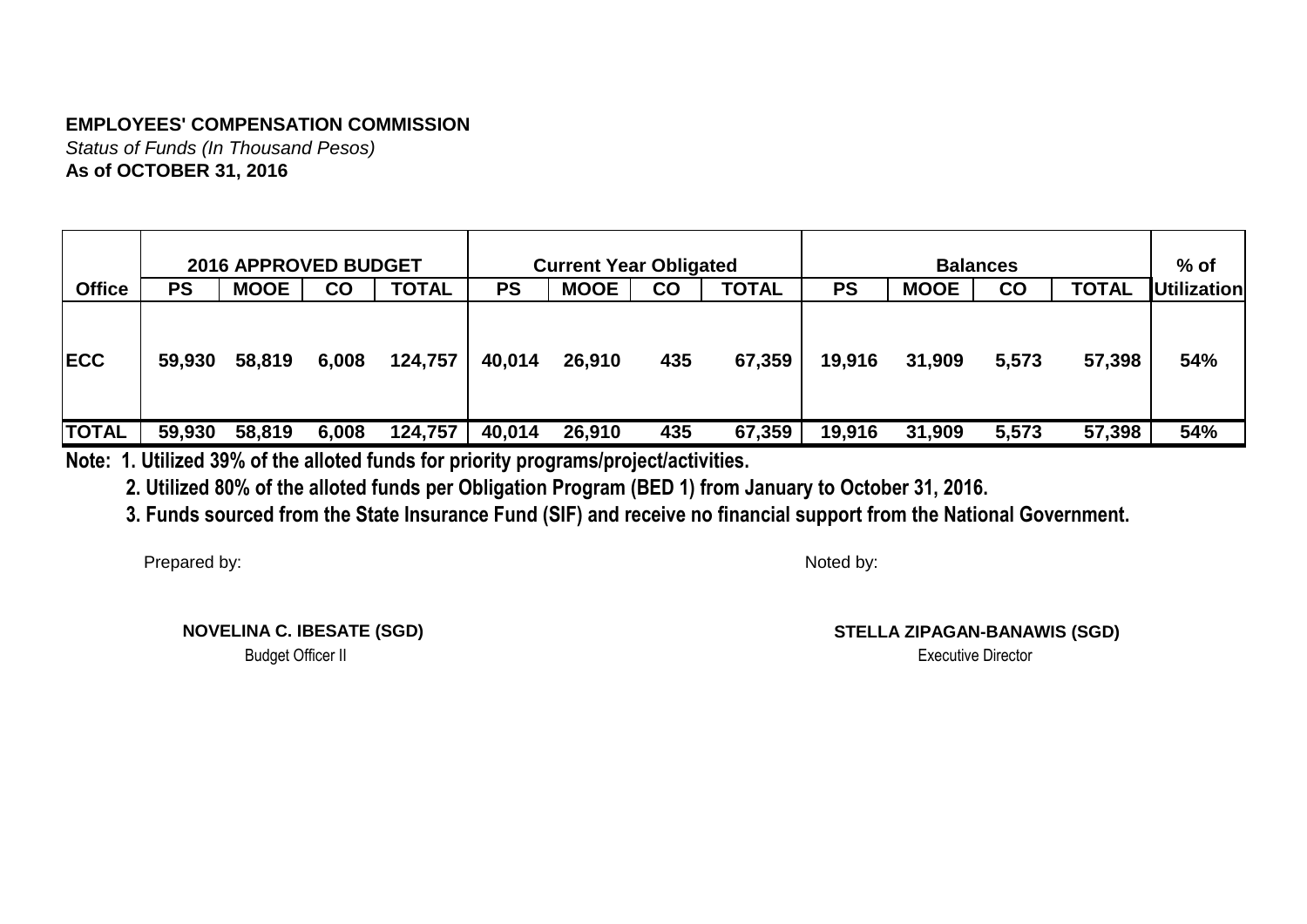**EMPLOYEES' COMPENSATION COMMISSION**
*Status of Funds (In Thousand Pesos)*
**As of OCTOBER 31, 2016**

| | 2016 APPROVED BUDGET | | | | Current Year Obligated | | | | Balances | | | | % of |
|---|---|---|---|---|---|---|---|---|---|---|---|---|---|
| **Office** | **PS** | **MOOE** | **CO** | **TOTAL** | **PS** | **MOOE** | **CO** | **TOTAL** | **PS** | **MOOE** | **CO** | **TOTAL** | **Utilization** |
| **ECC** | 59,930 | 58,819 | 6,008 | 124,757 | 40,014 | 26,910 | 435 | 67,359 | 19,916 | 31,909 | 5,573 | 57,398 | 54% |
| **TOTAL** | 59,930 | 58,819 | 6,008 | 124,757 | 40,014 | 26,910 | 435 | 67,359 | 19,916 | 31,909 | 5,573 | 57,398 | 54% |

**Note: 1. Utilized 39% of the alloted funds for priority programs/project/activities.**

**2. Utilized 80% of the alloted funds per Obligation Program (BED 1) from January to October 31, 2016.**

**3. Funds sourced from the State Insurance Fund (SIF) and receive no financial support from the National Government.**

Prepared by:

**NOVELINA C. IBESATE (SGD)**
Budget Officer II

Noted by:

**STELLA ZIPAGAN-BANAWIS (SGD)**
Executive Director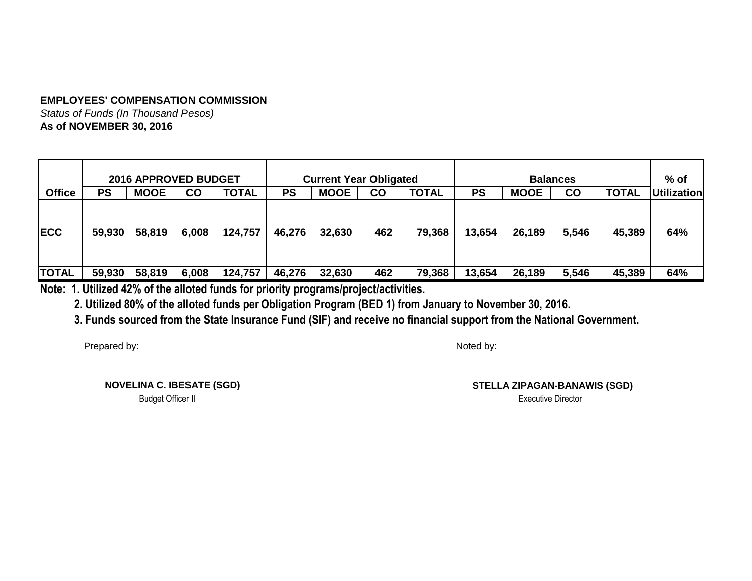**EMPLOYEES' COMPENSATION COMMISSION**

*Status of Funds (In Thousand Pesos)*

**As of NOVEMBER 30, 2016**

| | 2016 APPROVED BUDGET | | | | Current Year Obligated | | | | Balances | | | | % of |
|---|---|---|---|---|---|---|---|---|---|---|---|---|---|
| **Office** | **PS** | **MOOE** | **CO** | **TOTAL** | **PS** | **MOOE** | **CO** | **TOTAL** | **PS** | **MOOE** | **CO** | **TOTAL** | **Utilization** |
| **ECC** | 59,930 | 58,819 | 6,008 | 124,757 | 46,276 | 32,630 | 462 | 79,368 | 13,654 | 26,189 | 5,546 | 45,389 | 64% |
| **TOTAL** | 59,930 | 58,819 | 6,008 | 124,757 | 46,276 | 32,630 | 462 | 79,368 | 13,654 | 26,189 | 5,546 | 45,389 | 64% |

**Note: 1. Utilized 42% of the alloted funds for priority programs/project/activities.**

**2. Utilized 80% of the alloted funds per Obligation Program (BED 1) from January to November 30, 2016.**

**3. Funds sourced from the State Insurance Fund (SIF) and receive no financial support from the National Government.**

Prepared by:

**NOVELINA C. IBESATE (SGD)**
Budget Officer II

Noted by:

**STELLA ZIPAGAN-BANAWIS (SGD)**
Executive Director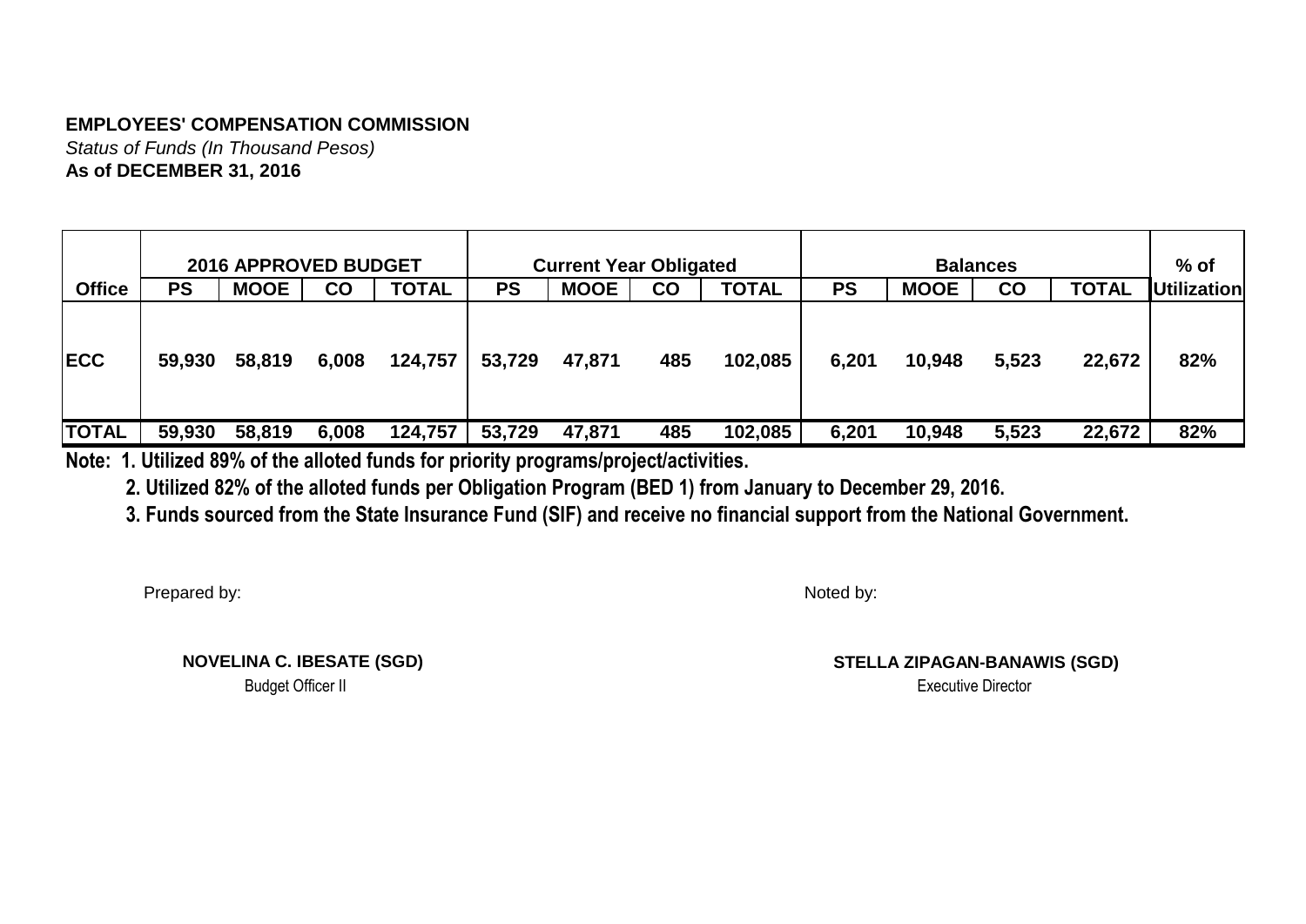**EMPLOYEES' COMPENSATION COMMISSION**

*Status of Funds (In Thousand Pesos)*

**As of DECEMBER 31, 2016**

| | 2016 APPROVED BUDGET | | | | Current Year Obligated | | | | Balances | | | | % of |
|---|---|---|---|---|---|---|---|---|---|---|---|---|---|
| **Office** | **PS** | **MOOE** | **CO** | **TOTAL** | **PS** | **MOOE** | **CO** | **TOTAL** | **PS** | **MOOE** | **CO** | **TOTAL** | **Utilization** |
| **ECC** | 59,930 | 58,819 | 6,008 | 124,757 | 53,729 | 47,871 | 485 | 102,085 | 6,201 | 10,948 | 5,523 | 22,672 | 82% |
| **TOTAL** | 59,930 | 58,819 | 6,008 | 124,757 | 53,729 | 47,871 | 485 | 102,085 | 6,201 | 10,948 | 5,523 | 22,672 | 82% |

**Note: 1. Utilized 89% of the alloted funds for priority programs/project/activities.**

**2. Utilized 82% of the alloted funds per Obligation Program (BED 1) from January to December 29, 2016.**

**3. Funds sourced from the State Insurance Fund (SIF) and receive no financial support from the National Government.**

Prepared by:

**NOVELINA C. IBESATE (SGD)**
Budget Officer II

Noted by:

**STELLA ZIPAGAN-BANAWIS (SGD)**
Executive Director